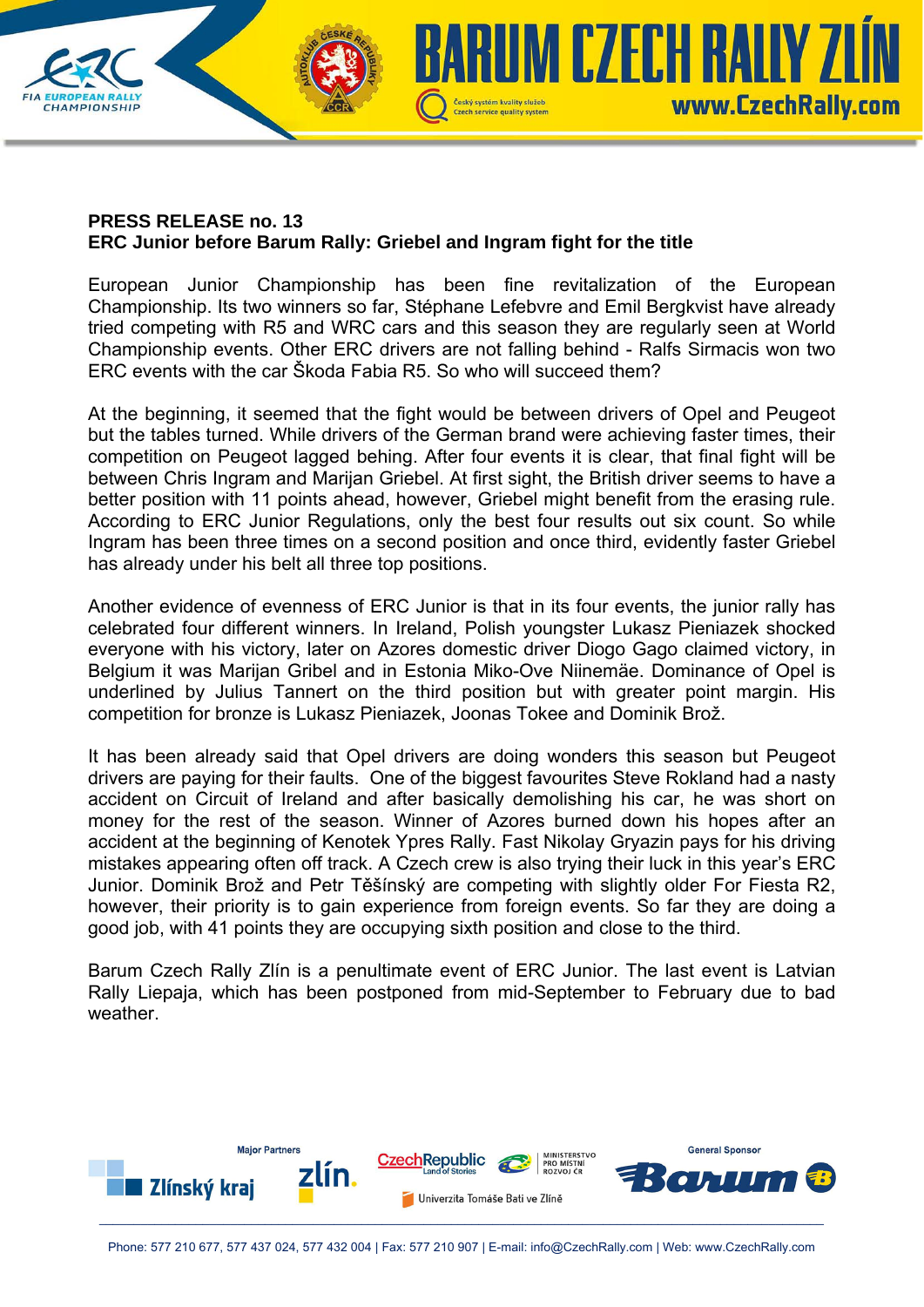**PRESS RELEASE no. 13**
**ERC Junior before Barum Rally: Griebel and Ingram fight for the title**

European Junior Championship has been fine revitalization of the European Championship. Its two winners so far, Stéphane Lefebvre and Emil Bergkvist have already tried competing with R5 and WRC cars and this season they are regularly seen at World Championship events. Other ERC drivers are not falling behind - Ralfs Sirmacis won two ERC events with the car Škoda Fabia R5. So who will succeed them?

At the beginning, it seemed that the fight would be between drivers of Opel and Peugeot but the tables turned. While drivers of the German brand were achieving faster times, their competition on Peugeot lagged behing. After four events it is clear, that final fight will be between Chris Ingram and Marijan Griebel. At first sight, the British driver seems to have a better position with 11 points ahead, however, Griebel might benefit from the erasing rule. According to ERC Junior Regulations, only the best four results out six count. So while Ingram has been three times on a second position and once third, evidently faster Griebel has already under his belt all three top positions.

Another evidence of evenness of ERC Junior is that in its four events, the junior rally has celebrated four different winners. In Ireland, Polish youngster Lukasz Pieniazek shocked everyone with his victory, later on Azores domestic driver Diogo Gago claimed victory, in Belgium it was Marijan Gribel and in Estonia Miko-Ove Niinemäe. Dominance of Opel is underlined by Julius Tannert on the third position but with greater point margin. His competition for bronze is Lukasz Pieniazek, Joonas Tokee and Dominik Brož.

It has been already said that Opel drivers are doing wonders this season but Peugeot drivers are paying for their faults. One of the biggest favourites Steve Rokland had a nasty accident on Circuit of Ireland and after basically demolishing his car, he was short on money for the rest of the season. Winner of Azores burned down his hopes after an accident at the beginning of Kenotek Ypres Rally. Fast Nikolay Gryazin pays for his driving mistakes appearing often off track. A Czech crew is also trying their luck in this year's ERC Junior. Dominik Brož and Petr Těšínský are competing with slightly older For Fiesta R2, however, their priority is to gain experience from foreign events. So far they are doing a good job, with 41 points they are occupying sixth position and close to the third.

Barum Czech Rally Zlín is a penultimate event of ERC Junior. The last event is Latvian Rally Liepaja, which has been postponed from mid-September to February due to bad weather.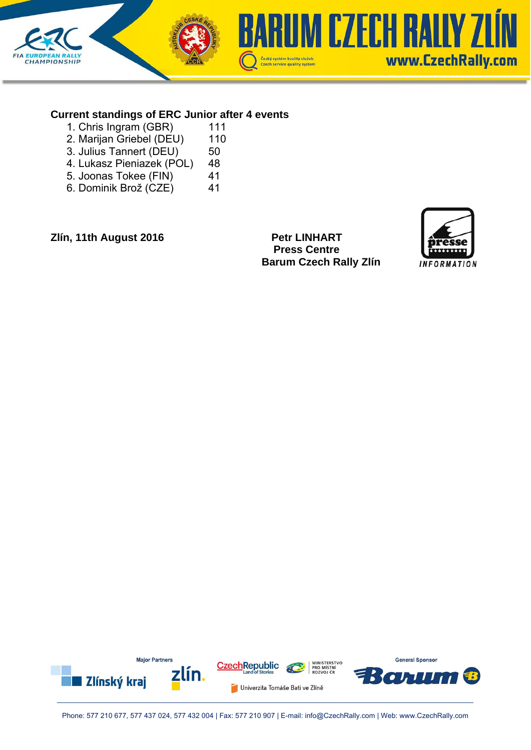**Current standings of ERC Junior after 4 events**

| | |
|---|---|
| 1. Chris Ingram (GBR) | 111 |
| 2. Marijan Griebel (DEU) | 110 |
| 3. Julius Tannert (DEU) | 50 |
| 4. Lukasz Pieniazek (POL) | 48 |
| 5. Joonas Tokee (FIN) | 41 |
| 6. Dominik Brož (CZE) | 41 |

**Zlín, 11th August 2016**

**Petr LINHART**
**Press Centre**
**Barum Czech Rally Zlín**